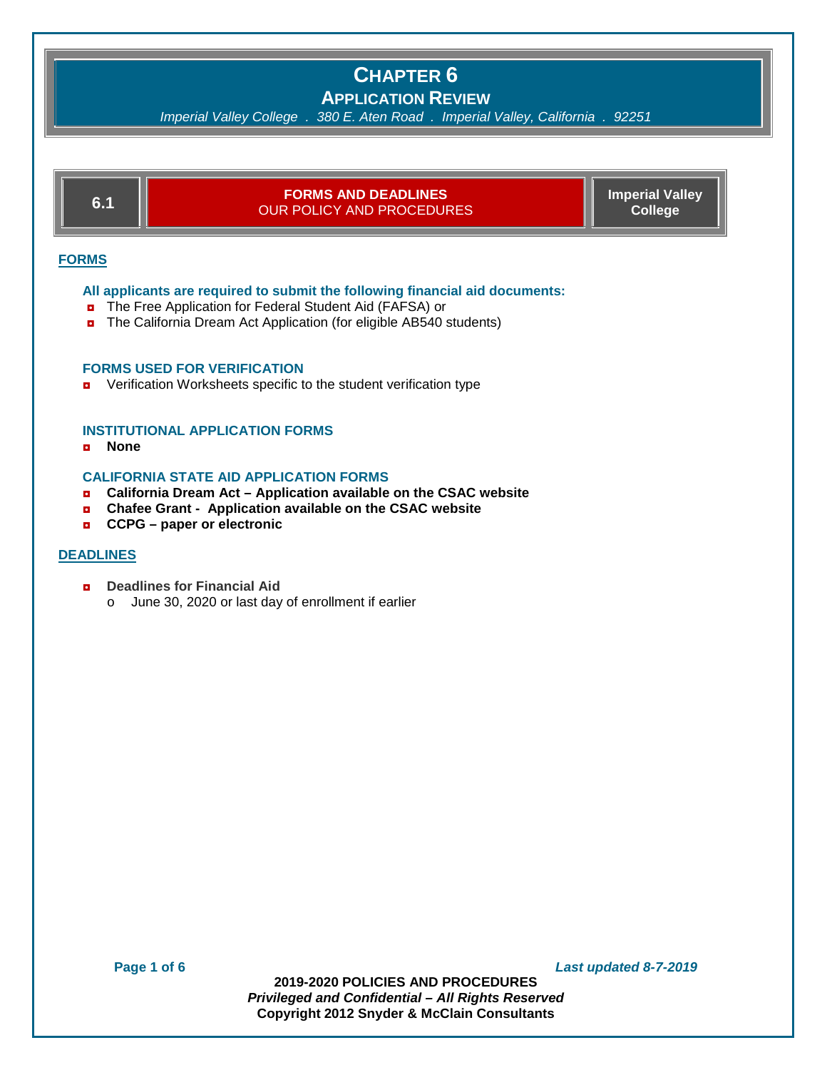# Chapter 6

## Application Review

*Imperial Valley College . 380 E. Aten Road . Imperial Valley, California . 92251*

| 6.1 | **FORMS AND DEADLINES** OUR POLICY AND PROCEDURES | **Imperial Valley College** |
|---|---|---|

### FORMS

**All applicants are required to submit the following financial aid documents:**

- The Free Application for Federal Student Aid (FAFSA) or
- The California Dream Act Application (for eligible AB540 students)

**FORMS USED FOR VERIFICATION**

- Verification Worksheets specific to the student verification type

**INSTITUTIONAL APPLICATION FORMS**

- **None**

**CALIFORNIA STATE AID APPLICATION FORMS**

- **California Dream Act – Application available on the CSAC website**
- **Chafee Grant - Application available on the CSAC website**
- **CCPG – paper or electronic**

### DEADLINES

- **Deadlines for Financial Aid**
  - June 30, 2020 or last day of enrollment if earlier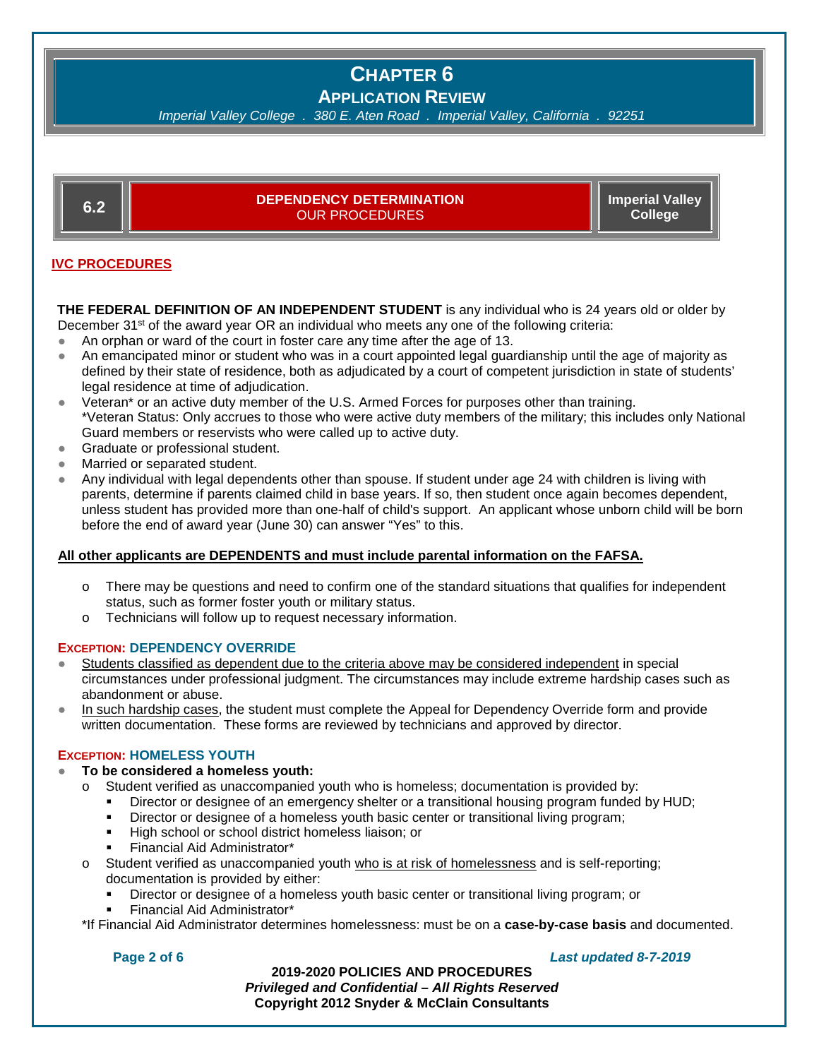# CHAPTER 6

## APPLICATION REVIEW

*Imperial Valley College . 380 E. Aten Road . Imperial Valley, California . 92251*

## 6.2 DEPENDENCY DETERMINATION — OUR PROCEDURES — Imperial Valley College

### IVC PROCEDURES

**THE FEDERAL DEFINITION OF AN INDEPENDENT STUDENT** is any individual who is 24 years old or older by December 31st of the award year OR an individual who meets any one of the following criteria:

- An orphan or ward of the court in foster care any time after the age of 13.
- An emancipated minor or student who was in a court appointed legal guardianship until the age of majority as defined by their state of residence, both as adjudicated by a court of competent jurisdiction in state of students' legal residence at time of adjudication.
- Veteran* or an active duty member of the U.S. Armed Forces for purposes other than training.
  *Veteran Status: Only accrues to those who were active duty members of the military; this includes only National Guard members or reservists who were called up to active duty.
- Graduate or professional student.
- Married or separated student.
- Any individual with legal dependents other than spouse. If student under age 24 with children is living with parents, determine if parents claimed child in base years. If so, then student once again becomes dependent, unless student has provided more than one-half of child's support. An applicant whose unborn child will be born before the end of award year (June 30) can answer "Yes" to this.

**All other applicants are DEPENDENTS and must include parental information on the FAFSA.**

- There may be questions and need to confirm one of the standard situations that qualifies for independent status, such as former foster youth or military status.
- Technicians will follow up to request necessary information.

#### EXCEPTION: DEPENDENCY OVERRIDE

- Students classified as dependent due to the criteria above may be considered independent in special circumstances under professional judgment. The circumstances may include extreme hardship cases such as abandonment or abuse.
- In such hardship cases, the student must complete the Appeal for Dependency Override form and provide written documentation. These forms are reviewed by technicians and approved by director.

#### EXCEPTION: HOMELESS YOUTH

- **To be considered a homeless youth:**
  - Student verified as unaccompanied youth who is homeless; documentation is provided by:
    - Director or designee of an emergency shelter or a transitional housing program funded by HUD;
    - Director or designee of a homeless youth basic center or transitional living program;
    - High school or school district homeless liaison; or
    - Financial Aid Administrator*
  - Student verified as unaccompanied youth who is at risk of homelessness and is self-reporting; documentation is provided by either:
    - Director or designee of a homeless youth basic center or transitional living program; or
    - Financial Aid Administrator*

  *If Financial Aid Administrator determines homelessness: must be on a **case-by-case basis** and documented.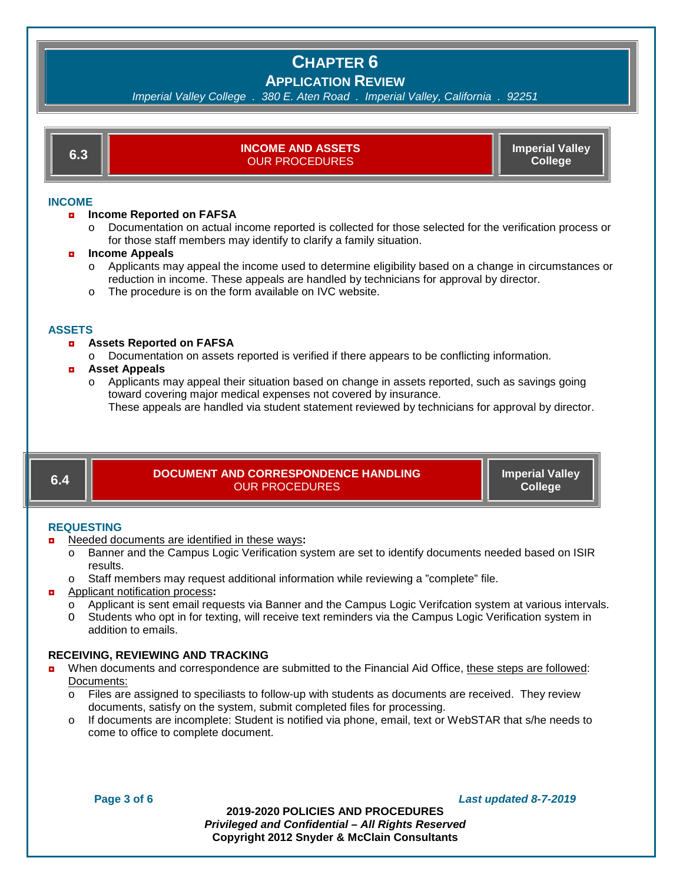# CHAPTER 6

## APPLICATION REVIEW

*Imperial Valley College . 380 E. Aten Road . Imperial Valley, California . 92251*

## 6.3 INCOME AND ASSETS — OUR PROCEDURES — Imperial Valley College

### INCOME

- **Income Reported on FAFSA**
  - Documentation on actual income reported is collected for those selected for the verification process or for those staff members may identify to clarify a family situation.
- **Income Appeals**
  - Applicants may appeal the income used to determine eligibility based on a change in circumstances or reduction in income. These appeals are handled by technicians for approval by director.
  - The procedure is on the form available on IVC website.

### ASSETS

- **Assets Reported on FAFSA**
  - Documentation on assets reported is verified if there appears to be conflicting information.
- **Asset Appeals**
  - Applicants may appeal their situation based on change in assets reported, such as savings going toward covering major medical expenses not covered by insurance.
    These appeals are handled via student statement reviewed by technicians for approval by director.

## 6.4 DOCUMENT AND CORRESPONDENCE HANDLING — OUR PROCEDURES — Imperial Valley College

### REQUESTING

- Needed documents are identified in these ways**:**
  - Banner and the Campus Logic Verification system are set to identify documents needed based on ISIR results.
  - Staff members may request additional information while reviewing a "complete" file.
- Applicant notification process**:**
  - Applicant is sent email requests via Banner and the Campus Logic Verifcation system at various intervals.
  - Students who opt in for texting, will receive text reminders via the Campus Logic Verification system in addition to emails.

### RECEIVING, REVIEWING AND TRACKING

- When documents and correspondence are submitted to the Financial Aid Office, these steps are followed:
  Documents:
  - Files are assigned to speciliasts to follow-up with students as documents are received. They review documents, satisfy on the system, submit completed files for processing.
  - If documents are incomplete: Student is notified via phone, email, text or WebSTAR that s/he needs to come to office to complete document.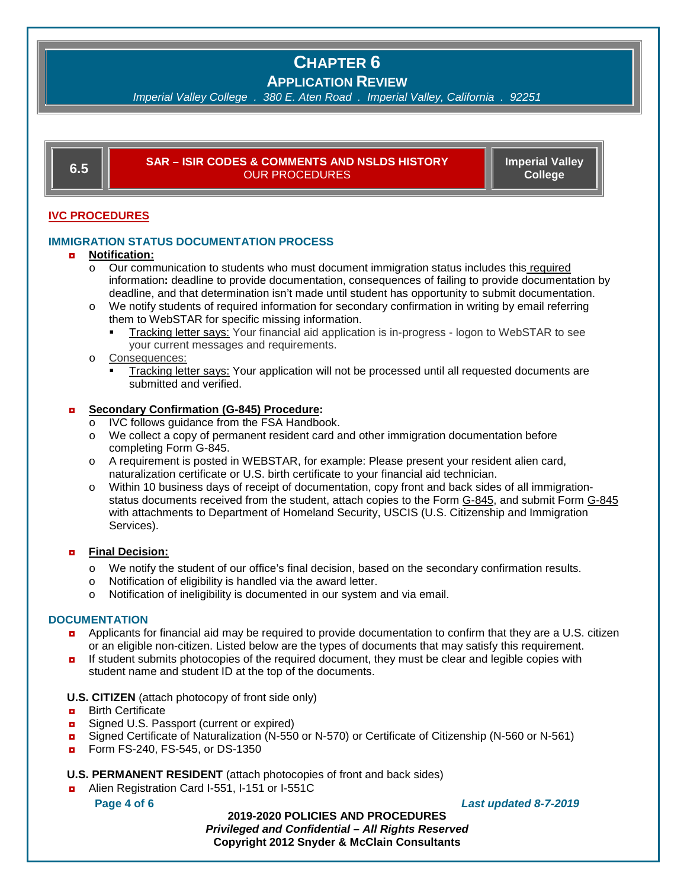# CHAPTER 6

## APPLICATION REVIEW

*Imperial Valley College . 380 E. Aten Road . Imperial Valley, California . 92251*

| 6.5 | SAR – ISIR CODES & COMMENTS AND NSLDS HISTORY<br>OUR PROCEDURES | Imperial Valley College |
|---|---|---|

**IVC PROCEDURES**

### IMMIGRATION STATUS DOCUMENTATION PROCESS

- **Notification:**
  - Our communication to students who must document immigration status includes this required information**:** deadline to provide documentation, consequences of failing to provide documentation by deadline, and that determination isn't made until student has opportunity to submit documentation.
  - We notify students of required information for secondary confirmation in writing by email referring them to WebSTAR for specific missing information.
    - Tracking letter says: Your financial aid application is in-progress - logon to WebSTAR to see your current messages and requirements.
  - Consequences:
    - Tracking letter says: Your application will not be processed until all requested documents are submitted and verified.

- **Secondary Confirmation (G-845) Procedure:**
  - IVC follows guidance from the FSA Handbook.
  - We collect a copy of permanent resident card and other immigration documentation before completing Form G-845.
  - A requirement is posted in WEBSTAR, for example: Please present your resident alien card, naturalization certificate or U.S. birth certificate to your financial aid technician.
  - Within 10 business days of receipt of documentation, copy front and back sides of all immigration-status documents received from the student, attach copies to the Form G-845, and submit Form G-845 with attachments to Department of Homeland Security, USCIS (U.S. Citizenship and Immigration Services).

- **Final Decision:**
  - We notify the student of our office's final decision, based on the secondary confirmation results.
  - Notification of eligibility is handled via the award letter.
  - Notification of ineligibility is documented in our system and via email.

### DOCUMENTATION

- Applicants for financial aid may be required to provide documentation to confirm that they are a U.S. citizen or an eligible non-citizen. Listed below are the types of documents that may satisfy this requirement.
- If student submits photocopies of the required document, they must be clear and legible copies with student name and student ID at the top of the documents.

**U.S. CITIZEN** (attach photocopy of front side only)

- Birth Certificate
- Signed U.S. Passport (current or expired)
- Signed Certificate of Naturalization (N-550 or N-570) or Certificate of Citizenship (N-560 or N-561)
- Form FS-240, FS-545, or DS-1350

**U.S. PERMANENT RESIDENT** (attach photocopies of front and back sides)

- Alien Registration Card I-551, I-151 or I-551C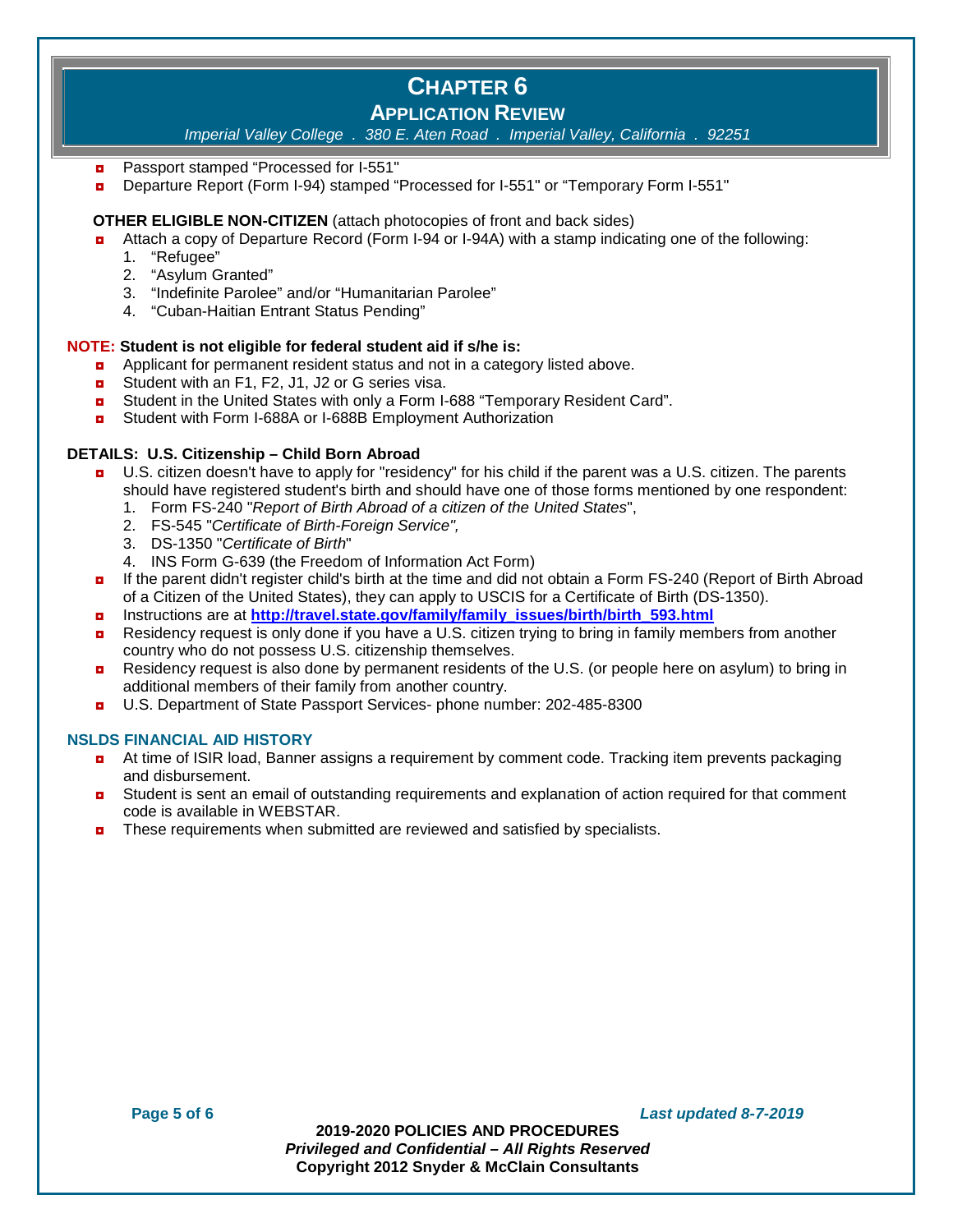- Passport stamped "Processed for I-551"
- Departure Report (Form I-94) stamped "Processed for I-551" or "Temporary Form I-551"

**OTHER ELIGIBLE NON-CITIZEN** (attach photocopies of front and back sides)

- Attach a copy of Departure Record (Form I-94 or I-94A) with a stamp indicating one of the following:
  1. "Refugee"
  2. "Asylum Granted"
  3. "Indefinite Parolee" and/or "Humanitarian Parolee"
  4. "Cuban-Haitian Entrant Status Pending"

**NOTE: Student is not eligible for federal student aid if s/he is:**

- Applicant for permanent resident status and not in a category listed above.
- Student with an F1, F2, J1, J2 or G series visa.
- Student in the United States with only a Form I-688 "Temporary Resident Card".
- Student with Form I-688A or I-688B Employment Authorization

**DETAILS: U.S. Citizenship – Child Born Abroad**

- U.S. citizen doesn't have to apply for "residency" for his child if the parent was a U.S. citizen. The parents should have registered student's birth and should have one of those forms mentioned by one respondent:
  1. Form FS-240 "*Report of Birth Abroad of a citizen of the United States*",
  2. FS-545 "*Certificate of Birth-Foreign Service",*
  3. DS-1350 "*Certificate of Birth*"
  4. INS Form G-639 (the Freedom of Information Act Form)
- If the parent didn't register child's birth at the time and did not obtain a Form FS-240 (Report of Birth Abroad of a Citizen of the United States), they can apply to USCIS for a Certificate of Birth (DS-1350).
- Instructions are at **http://travel.state.gov/family/family_issues/birth/birth_593.html**
- Residency request is only done if you have a U.S. citizen trying to bring in family members from another country who do not possess U.S. citizenship themselves.
- Residency request is also done by permanent residents of the U.S. (or people here on asylum) to bring in additional members of their family from another country.
- U.S. Department of State Passport Services- phone number: 202-485-8300

**NSLDS FINANCIAL AID HISTORY**

- At time of ISIR load, Banner assigns a requirement by comment code. Tracking item prevents packaging and disbursement.
- Student is sent an email of outstanding requirements and explanation of action required for that comment code is available in WEBSTAR.
- These requirements when submitted are reviewed and satisfied by specialists.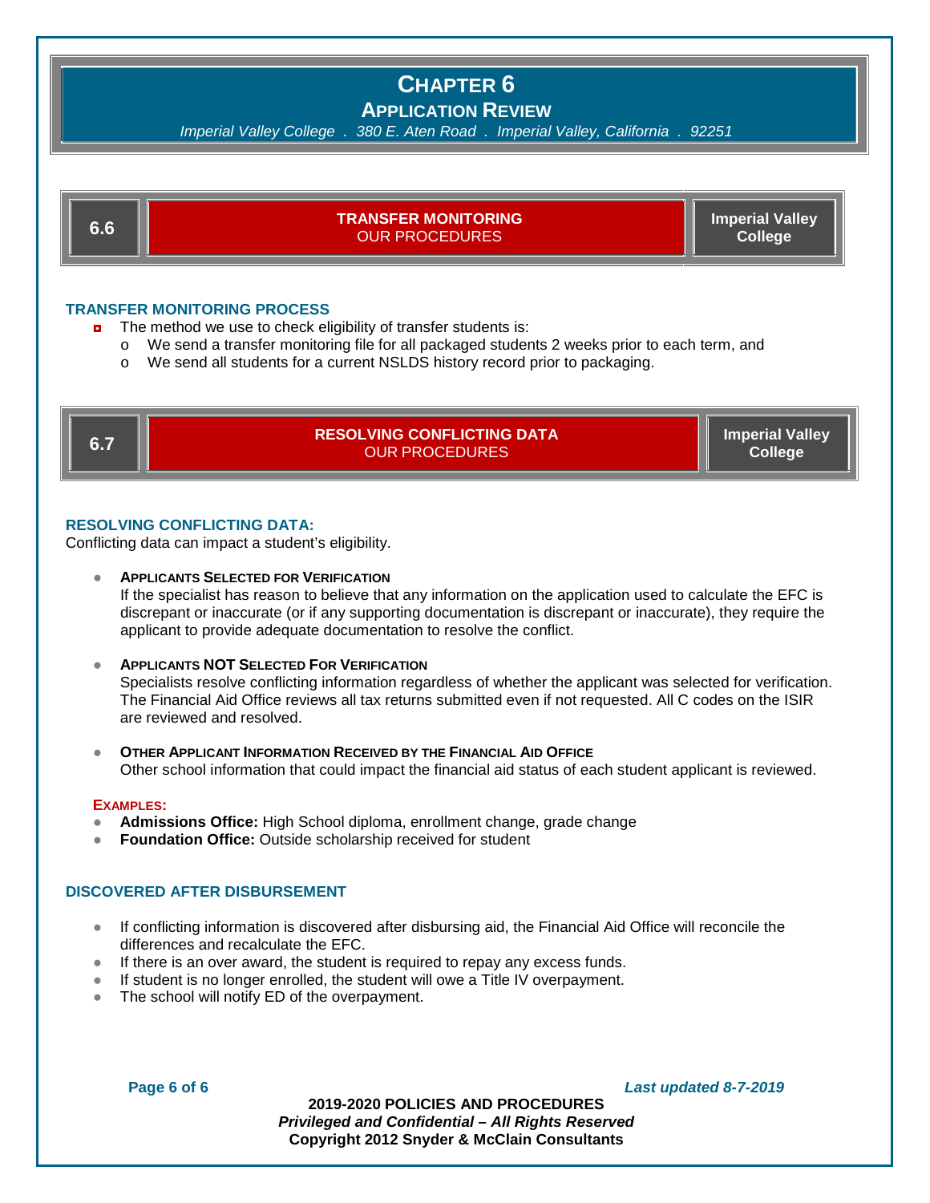# CHAPTER 6

## APPLICATION REVIEW

*Imperial Valley College . 380 E. Aten Road . Imperial Valley, California . 92251*

## 6.6 TRANSFER MONITORING — OUR PROCEDURES — Imperial Valley College

### TRANSFER MONITORING PROCESS

- The method we use to check eligibility of transfer students is:
  - We send a transfer monitoring file for all packaged students 2 weeks prior to each term, and
  - We send all students for a current NSLDS history record prior to packaging.

## 6.7 RESOLVING CONFLICTING DATA — OUR PROCEDURES — Imperial Valley College

### RESOLVING CONFLICTING DATA:

Conflicting data can impact a student's eligibility.

- **APPLICANTS SELECTED FOR VERIFICATION**
  If the specialist has reason to believe that any information on the application used to calculate the EFC is discrepant or inaccurate (or if any supporting documentation is discrepant or inaccurate), they require the applicant to provide adequate documentation to resolve the conflict.

- **APPLICANTS NOT SELECTED FOR VERIFICATION**
  Specialists resolve conflicting information regardless of whether the applicant was selected for verification. The Financial Aid Office reviews all tax returns submitted even if not requested. All C codes on the ISIR are reviewed and resolved.

- **OTHER APPLICANT INFORMATION RECEIVED BY THE FINANCIAL AID OFFICE**
  Other school information that could impact the financial aid status of each student applicant is reviewed.

**EXAMPLES:**

- **Admissions Office:** High School diploma, enrollment change, grade change
- **Foundation Office:** Outside scholarship received for student

### DISCOVERED AFTER DISBURSEMENT

- If conflicting information is discovered after disbursing aid, the Financial Aid Office will reconcile the differences and recalculate the EFC.
- If there is an over award, the student is required to repay any excess funds.
- If student is no longer enrolled, the student will owe a Title IV overpayment.
- The school will notify ED of the overpayment.